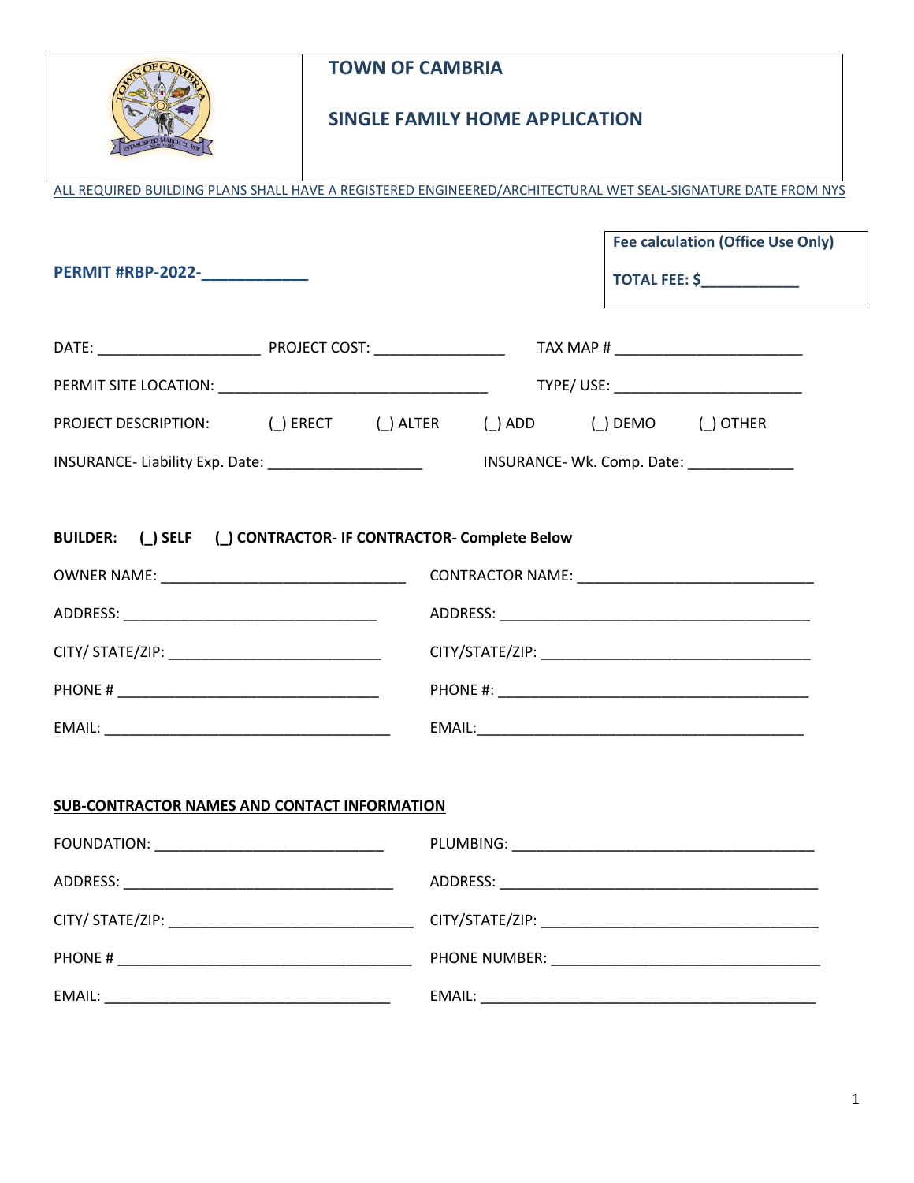# TOWN OF CAMBRIA

## SINGLE FAMILY HOME APPLICATION

ALL REQUIRED BUILDING PLANS SHALL HAVE A REGISTERED ENGINEERED/ARCHITECTURAL WET SEAL-SIGNATURE DATE FROM NYS

**PERMIT #RBP-2022-____________**

**Fee calculation (Office Use Only)**

**TOTAL FEE: $____________**

DATE: ____________________ PROJECT COST: ________________ TAX MAP # _______________________

PERMIT SITE LOCATION: _________________________________ TYPE/ USE: _______________________

PROJECT DESCRIPTION: (_) ERECT (_) ALTER (_) ADD (_) DEMO (_) OTHER

INSURANCE- Liability Exp. Date: ___________________ INSURANCE- Wk. Comp. Date: _____________

**BUILDER: (_) SELF (_) CONTRACTOR- IF CONTRACTOR- Complete Below**

OWNER NAME: ______________________________

ADDRESS: ________________________________

CITY/ STATE/ZIP: __________________________

PHONE # ________________________________

EMAIL: __________________________________

CONTRACTOR NAME: _____________________________

ADDRESS: _______________________________________

CITY/STATE/ZIP: _________________________________

PHONE #: _______________________________________

EMAIL:__________________________________________

**SUB-CONTRACTOR NAMES AND CONTACT INFORMATION**

FOUNDATION: ____________________________

ADDRESS: _________________________________

CITY/ STATE/ZIP: ___________________________

PHONE # ____________________________________

EMAIL: ___________________________________

PLUMBING: _____________________________________

ADDRESS: _______________________________________

CITY/STATE/ZIP: __________________________________

PHONE NUMBER: _________________________________

EMAIL: __________________________________________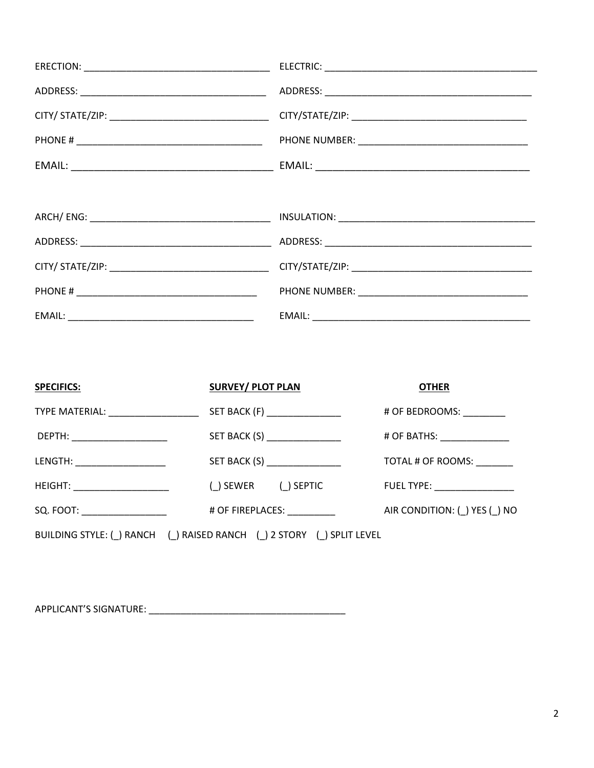| | |
|---|---|
| ERECTION: ___________________________________ | ELECTRIC: ________________________________________ |
| ADDRESS: ___________________________________ | ADDRESS: _______________________________________ |
| CITY/ STATE/ZIP: _____________________________ | CITY/STATE/ZIP: _________________________________ |
| PHONE # ___________________________________ | PHONE NUMBER: _______________________________ |
| EMAIL: _____________________________________ | EMAIL: ______________________________________ |

| | |
|---|---|
| ARCH/ ENG: _________________________________ | INSULATION: ____________________________________ |
| ADDRESS: ____________________________________ | ADDRESS: _______________________________________ |
| CITY/ STATE/ZIP: _____________________________ | CITY/STATE/ZIP: _________________________________ |
| PHONE # __________________________________ | PHONE NUMBER: _______________________________ |
| EMAIL: ___________________________________ | EMAIL: _________________________________________ |

| **SPECIFICS:** | **SURVEY/ PLOT PLAN** | **OTHER** |
|---|---|---|
| TYPE MATERIAL: _________________ | SET BACK (F) ______________ | # OF BEDROOMS: ________ |
| DEPTH: __________________ | SET BACK (S) ______________ | # OF BATHS: _____________ |
| LENGTH: _________________ | SET BACK (S) ______________ | TOTAL # OF ROOMS: _______ |
| HEIGHT: __________________ | (_) SEWER (_) SEPTIC | FUEL TYPE: _______________ |
| SQ. FOOT: ________________ | # OF FIREPLACES: _________ | AIR CONDITION: (_) YES (_) NO |

BUILDING STYLE: (_) RANCH (_) RAISED RANCH (_) 2 STORY (_) SPLIT LEVEL

APPLICANT'S SIGNATURE: _____________________________________